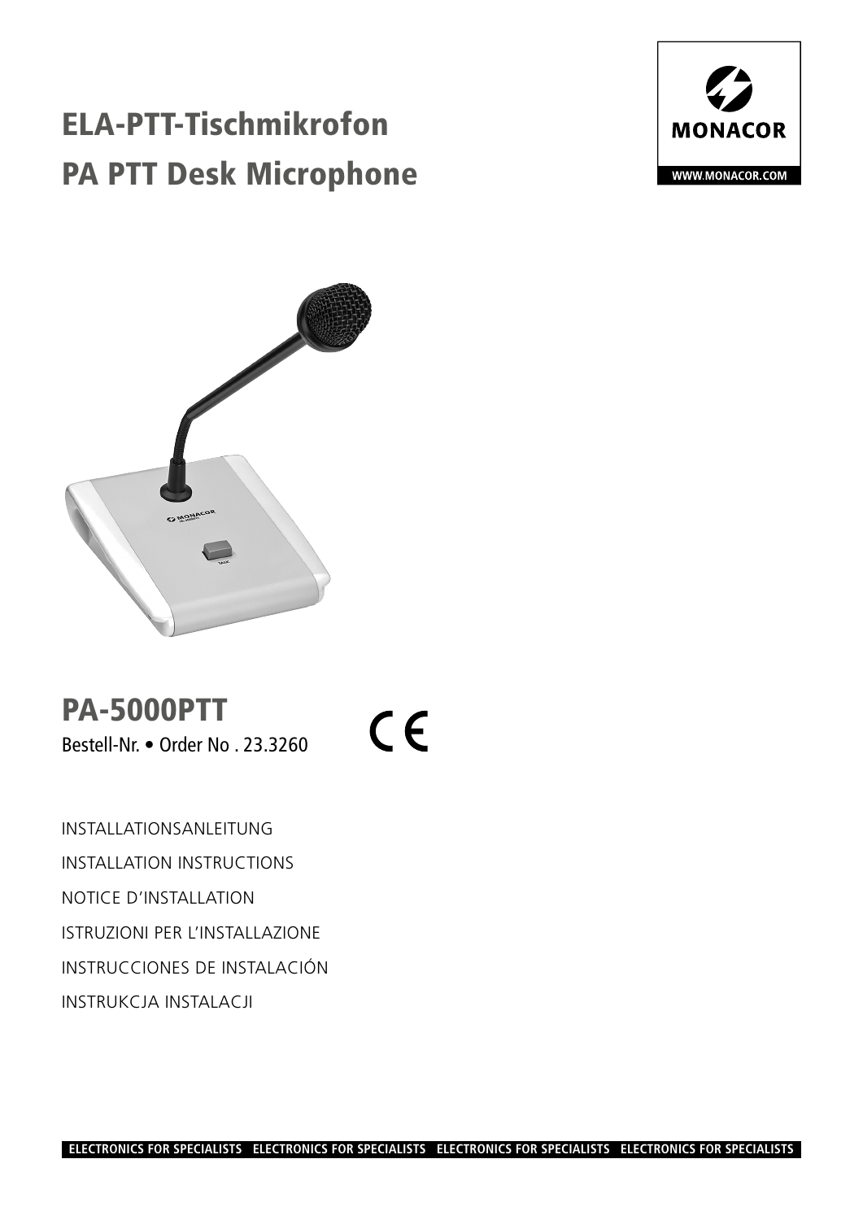# ELA-PTT-Tischmikrofon
# PA PTT Desk Microphone

MONACOR

WWW.MONACOR.COM

## PA-5000PTT

Bestell-Nr. • Order No . 23.3260

CE

INSTALLATIONSANLEITUNG

INSTALLATION INSTRUCTIONS

NOTICE D'INSTALLATION

ISTRUZIONI PER L'INSTALLAZIONE

INSTRUCCIONES DE INSTALACIÓN

INSTRUKCJA INSTALACJI

ELECTRONICS FOR SPECIALISTS ELECTRONICS FOR SPECIALISTS ELECTRONICS FOR SPECIALISTS ELECTRONICS FOR SPECIALISTS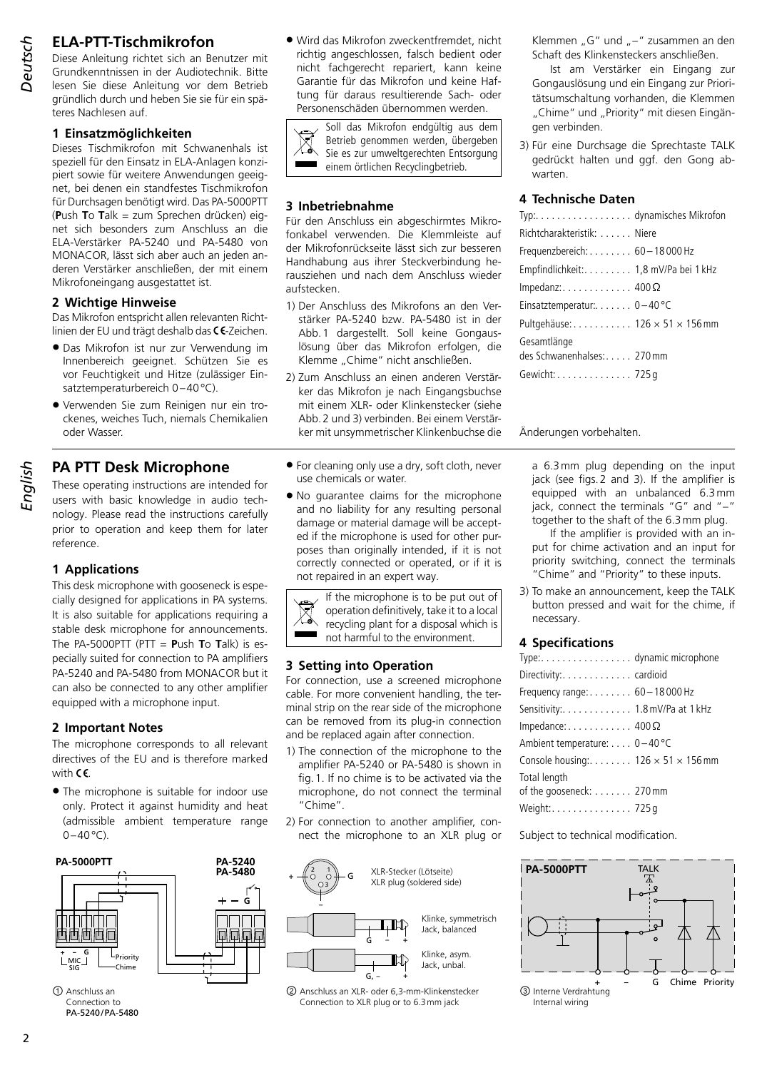# ELA-PTT-Tischmikrofon

Diese Anleitung richtet sich an Benutzer mit Grundkenntnissen in der Audiotechnik. Bitte lesen Sie diese Anleitung vor dem Betrieb gründlich durch und heben Sie sie für ein späteres Nachlesen auf.

## 1 Einsatzmöglichkeiten

Dieses Tischmikrofon mit Schwanenhals ist speziell für den Einsatz in ELA-Anlagen konzipiert sowie für weitere Anwendungen geeignet, bei denen ein standfestes Tischmikrofon für Durchsagen benötigt wird. Das PA-5000PTT (**P**ush **T**o **T**alk = zum Sprechen drücken) eignet sich besonders zum Anschluss an die ELA-Verstärker PA-5240 und PA-5480 von MONACOR, lässt sich aber auch an jeden anderen Verstärker anschließen, der mit einem Mikrofoneingang ausgestattet ist.

## 2 Wichtige Hinweise

Das Mikrofon entspricht allen relevanten Richtlinien der EU und trägt deshalb das CE-Zeichen.

- Das Mikrofon ist nur zur Verwendung im Innenbereich geeignet. Schützen Sie es vor Feuchtigkeit und Hitze (zulässiger Einsatztemperaturbereich 0–40 °C).
- Verwenden Sie zum Reinigen nur ein trockenes, weiches Tuch, niemals Chemikalien oder Wasser.
- Wird das Mikrofon zweckentfremdet, nicht richtig angeschlossen, falsch bedient oder nicht fachgerecht repariert, kann keine Garantie für das Mikrofon und keine Haftung für daraus resultierende Sach- oder Personenschäden übernommen werden.

Soll das Mikrofon endgültig aus dem Betrieb genommen werden, übergeben Sie es zur umweltgerechten Entsorgung einem örtlichen Recyclingbetrieb.

## 3 Inbetriebnahme

Für den Anschluss ein abgeschirmtes Mikrofonkabel verwenden. Die Klemmleiste auf der Mikrofonrückseite lässt sich zur besseren Handhabung aus ihrer Steckverbindung herausziehen und nach dem Anschluss wieder aufstecken.

1) Der Anschluss des Mikrofons an den Verstärker PA-5240 bzw. PA-5480 ist in der Abb. 1 dargestellt. Soll keine Gongauslösung über das Mikrofon erfolgen, die Klemme „Chime" nicht anschließen.
2) Zum Anschluss an einen anderen Verstärker das Mikrofon je nach Eingangsbuchse mit einem XLR- oder Klinkenstecker (siehe Abb. 2 und 3) verbinden. Bei einem Verstärker mit unsymmetrischer Klinkenbuchse die Klemmen „G" und „–" zusammen an den Schaft des Klinkensteckers anschließen.

   Ist am Verstärker ein Eingang zur Gongauslösung und ein Eingang zur Prioritätsumschaltung vorhanden, die Klemmen „Chime" und „Priority" mit diesen Eingängen verbinden.
3) Für eine Durchsage die Sprechtaste TALK gedrückt halten und ggf. den Gong abwarten.

## 4 Technische Daten

| | |
|---|---|
| Typ: | dynamisches Mikrofon |
| Richtcharakteristik: | Niere |
| Frequenzbereich: | 60–18 000 Hz |
| Empfindlichkeit: | 1,8 mV/Pa bei 1 kHz |
| Impedanz: | 400 Ω |
| Einsatztemperatur: | 0–40 °C |
| Pultgehäuse: | 126 × 51 × 156 mm |
| Gesamtlänge des Schwanenhalses: | 270 mm |
| Gewicht: | 725 g |

Änderungen vorbehalten.

# PA PTT Desk Microphone

These operating instructions are intended for users with basic knowledge in audio technology. Please read the instructions carefully prior to operation and keep them for later reference.

## 1 Applications

This desk microphone with gooseneck is especially designed for applications in PA systems. It is also suitable for applications requiring a stable desk microphone for announcements. The PA-5000PTT (PTT = **P**ush **T**o **T**alk) is especially suited for connection to PA amplifiers PA-5240 and PA-5480 from MONACOR but it can also be connected to any other amplifier equipped with a microphone input.

## 2 Important Notes

The microphone corresponds to all relevant directives of the EU and is therefore marked with CE.

- The microphone is suitable for indoor use only. Protect it against humidity and heat (admissible ambient temperature range 0–40 °C).
- For cleaning only use a dry, soft cloth, never use chemicals or water.
- No guarantee claims for the microphone and no liability for any resulting personal damage or material damage will be accepted if the microphone is used for other purposes than originally intended, if it is not correctly connected or operated, or if it is not repaired in an expert way.

If the microphone is to be put out of operation definitively, take it to a local recycling plant for a disposal which is not harmful to the environment.

## 3 Setting into Operation

For connection, use a screened microphone cable. For more convenient handling, the terminal strip on the rear side of the microphone can be removed from its plug-in connection and be replaced again after connection.

1) The connection of the microphone to the amplifier PA-5240 or PA-5480 is shown in fig. 1. If no chime is to be activated via the microphone, do not connect the terminal "Chime".
2) For connection to another amplifier, connect the microphone to an XLR plug or a 6.3 mm plug depending on the input jack (see figs. 2 and 3). If the amplifier is equipped with an unbalanced 6.3 mm jack, connect the terminals "G" and "–" together to the shaft of the 6.3 mm plug.

   If the amplifier is provided with an input for chime activation and an input for priority switching, connect the terminals "Chime" and "Priority" to these inputs.
3) To make an announcement, keep the TALK button pressed and wait for the chime, if necessary.

## 4 Specifications

| | |
|---|---|
| Type: | dynamic microphone |
| Directivity: | cardioid |
| Frequency range: | 60–18 000 Hz |
| Sensitivity: | 1.8 mV/Pa at 1 kHz |
| Impedance: | 400 Ω |
| Ambient temperature: | 0–40 °C |
| Console housing: | 126 × 51 × 156 mm |
| Total length of the gooseneck: | 270 mm |
| Weight: | 725 g |

Subject to technical modification.

PA-5000PTT — PA-5240 / PA-5480 (+ – G; MIC SIG; Priority; Chime)

① Anschluss an / Connection to PA-5240/PA-5480

XLR-Stecker (Lötseite) / XLR plug (soldered side)

Klinke, symmetrisch / Jack, balanced

Klinke, asym. / Jack, unbal.

② Anschluss an XLR- oder 6,3-mm-Klinkenstecker / Connection to XLR plug or to 6.3 mm jack

PA-5000PTT — TALK — + – G Chime Priority

③ Interne Verdrahtung / Internal wiring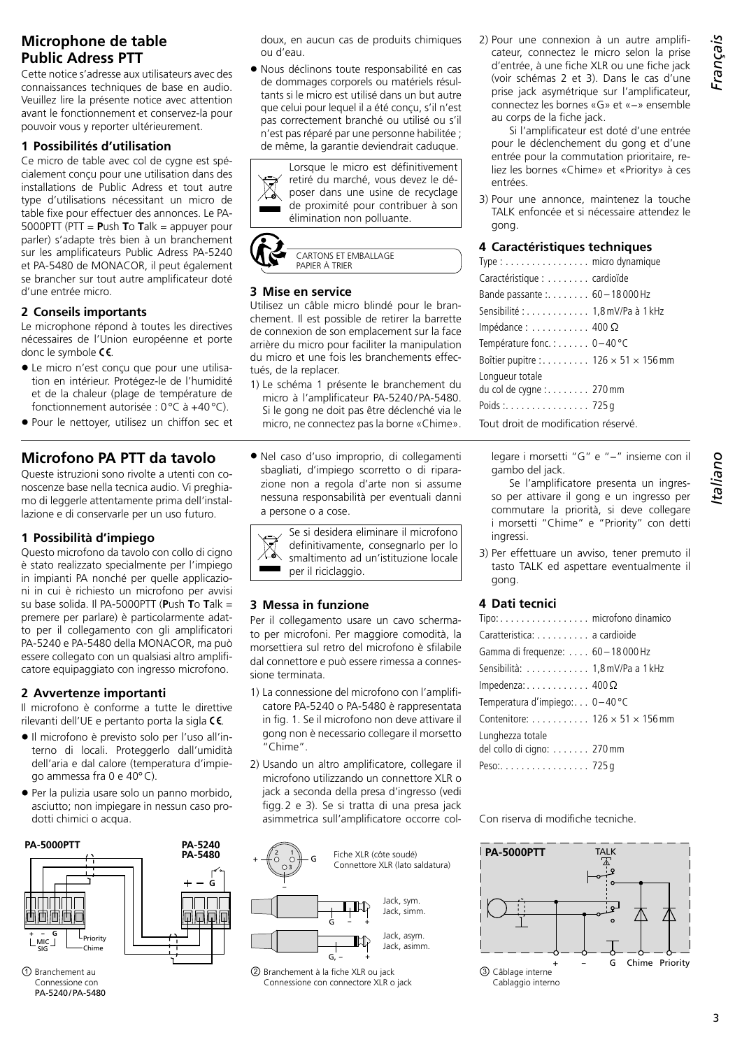# Microphone de table Public Adress PTT

Cette notice s'adresse aux utilisateurs avec des connaissances techniques de base en audio. Veuillez lire la présente notice avec attention avant le fonctionnement et conservez-la pour pouvoir vous y reporter ultérieurement.

## 1 Possibilités d'utilisation

Ce micro de table avec col de cygne est spécialement conçu pour une utilisation dans des installations de Public Adress et tout autre type d'utilisations nécessitant un micro de table fixe pour effectuer des annonces. Le PA-5000PTT (PTT = **P**ush **T**o **T**alk = appuyer pour parler) s'adapte très bien à un branchement sur les amplificateurs Public Adress PA-5240 et PA-5480 de MONACOR, il peut également se brancher sur tout autre amplificateur doté d'une entrée micro.

## 2 Conseils importants

Le microphone répond à toutes les directives nécessaires de l'Union européenne et porte donc le symbole CE.

- Le micro n'est conçu que pour une utilisation en intérieur. Protégez-le de l'humidité et de la chaleur (plage de température de fonctionnement autorisée : 0 °C à +40 °C).
- Pour le nettoyer, utilisez un chiffon sec et doux, en aucun cas de produits chimiques ou d'eau.
- Nous déclinons toute responsabilité en cas de dommages corporels ou matériels résultants si le micro est utilisé dans un but autre que celui pour lequel il a été conçu, s'il n'est pas correctement branché ou utilisé ou s'il n'est pas réparé par une personne habilitée ; de même, la garantie deviendrait caduque.

Lorsque le micro est définitivement retiré du marché, vous devez le déposer dans une usine de recyclage de proximité pour contribuer à son élimination non polluante.

CARTONS ET EMBALLAGE PAPIER À TRIER

## 3 Mise en service

Utilisez un câble micro blindé pour le branchement. Il est possible de retirer la barrette de connexion de son emplacement sur la face arrière du micro pour faciliter la manipulation du micro et une fois les branchements effectués, de la replacer.

1) Le schéma 1 présente le branchement du micro à l'amplificateur PA-5240/PA-5480. Si le gong ne doit pas être déclenché via le micro, ne connectez pas la borne «Chime».
2) Pour une connexion à un autre amplificateur, connectez le micro selon la prise d'entrée, à une fiche XLR ou une fiche jack (voir schémas 2 et 3). Dans le cas d'une prise jack asymétrique sur l'amplificateur, connectez les bornes «G» et «–» ensemble au corps de la fiche jack.

   Si l'amplificateur est doté d'une entrée pour le déclenchement du gong et d'une entrée pour la commutation prioritaire, reliez les bornes «Chime» et «Priority» à ces entrées.
3) Pour une annonce, maintenez la touche TALK enfoncée et si nécessaire attendez le gong.

## 4 Caractéristiques techniques

| | |
|---|---|
| Type : | micro dynamique |
| Caractéristique : | cardioïde |
| Bande passante : | 60 – 18 000 Hz |
| Sensibilité : | 1,8 mV/Pa à 1 kHz |
| Impédance : | 400 Ω |
| Température fonc. : | 0 – 40 °C |
| Boîtier pupitre : | 126 × 51 × 156 mm |
| Longueur totale du col de cygne : | 270 mm |
| Poids : | 725 g |

Tout droit de modification réservé.

# Microfono PA PTT da tavolo

Queste istruzioni sono rivolte a utenti con conoscenze base nella tecnica audio. Vi preghiamo di leggerle attentamente prima dell'installazione e di conservarle per un uso futuro.

## 1 Possibilità d'impiego

Questo microfono da tavolo con collo di cigno è stato realizzato specialmente per l'impiego in impianti PA nonché per quelle applicazioni in cui è richiesto un microfono per avvisi su base solida. Il PA-5000PTT (**P**ush **T**o **T**alk = premere per parlare) è particolarmente adatto per il collegamento con gli amplificatori PA-5240 e PA-5480 della MONACOR, ma può essere collegato con un qualsiasi altro amplificatore equipaggiato con ingresso microfono.

## 2 Avvertenze importanti

Il microfono è conforme a tutte le direttive rilevanti dell'UE e pertanto porta la sigla CE.

- Il microfono è previsto solo per l'uso all'interno di locali. Proteggerlo dall'umidità dell'aria e dal calore (temperatura d'impiego ammessa fra 0 e 40 °C).
- Per la pulizia usare solo un panno morbido, asciutto; non impiegare in nessun caso prodotti chimici o acqua.
- Nel caso d'uso improprio, di collegamenti sbagliati, d'impiego scorretto o di riparazione non a regola d'arte non si assume nessuna responsabilità per eventuali danni a persone o a cose.

Se si desidera eliminare il microfono definitivamente, consegnarlo per lo smaltimento ad un'istituzione locale per il riciclaggio.

## 3 Messa in funzione

Per il collegamento usare un cavo schermato per microfoni. Per maggiore comodità, la morsettiera sul retro del microfono è sfilabile dal connettore e può essere rimessa a connessione terminata.

1) La connessione del microfono con l'amplificatore PA-5240 o PA-5480 è rappresentata in fig. 1. Se il microfono non deve attivare il gong non è necessario collegare il morsetto "Chime".
2) Usando un altro amplificatore, collegare il microfono utilizzando un connettore XLR o jack a seconda della presa d'ingresso (vedi figg. 2 e 3). Se si tratta di una presa jack asimmetrica sull'amplificatore occorre collegare i morsetti "G" e "–" insieme con il gambo del jack.

   Se l'amplificatore presenta un ingresso per attivare il gong e un ingresso per commutare la priorità, si deve collegare i morsetti "Chime" e "Priority" con detti ingressi.
3) Per effettuare un avviso, tener premuto il tasto TALK ed aspettare eventualmente il gong.

## 4 Dati tecnici

| | |
|---|---|
| Tipo: | microfono dinamico |
| Caratteristica: | a cardioide |
| Gamma di frequenze: | 60 – 18 000 Hz |
| Sensibilità: | 1,8 mV/Pa a 1 kHz |
| Impedenza: | 400 Ω |
| Temperatura d'impiego: | 0 – 40 °C |
| Contenitore: | 126 × 51 × 156 mm |
| Lunghezza totale del collo di cigno: | 270 mm |
| Peso: | 725 g |

Con riserva di modifiche tecniche.

PA-5000PTT — PA-5240 PA-5480 — + – G — MIC SIG — Priority — Chime

① Branchement au PA-5240/PA-5480
Connessione con PA-5240/PA-5480

Fiche XLR (côté soudé)
Connettore XLR (lato saldatura)

Jack, sym.
Jack, simm.

Jack, asym.
Jack, asimm.

② Branchement à la fiche XLR ou jack
Connessione con connettore XLR o jack

PA-5000PTT — TALK — + – G Chime Priority

③ Câblage interne
Cablaggio interno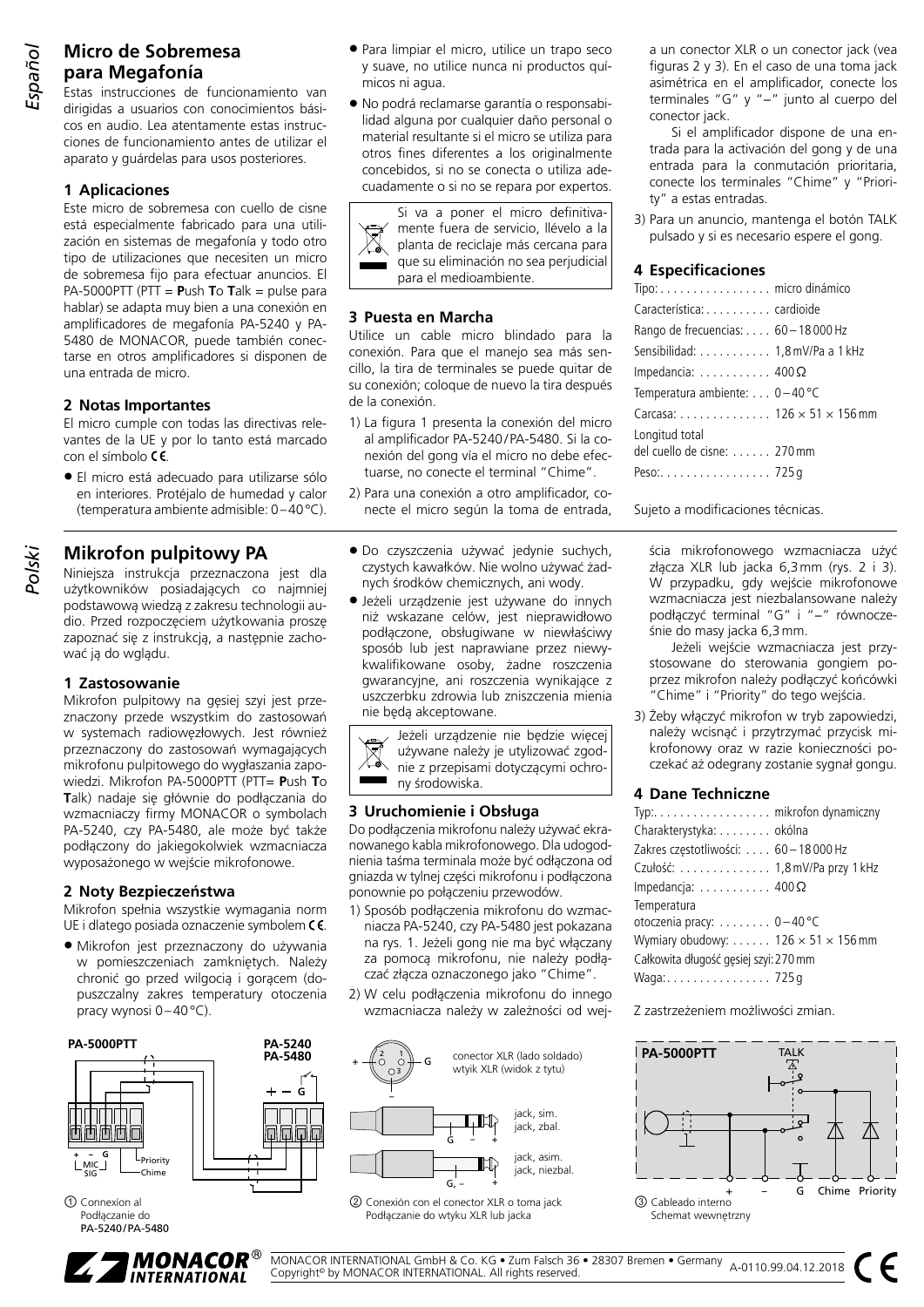*Español*

# Micro de Sobremesa para Megafonía

Estas instrucciones de funcionamiento van dirigidas a usuarios con conocimientos básicos en audio. Lea atentamente estas instrucciones de funcionamiento antes de utilizar el aparato y guárdelas para usos posteriores.

## 1 Aplicaciones

Este micro de sobremesa con cuello de cisne está especialmente fabricado para una utilización en sistemas de megafonía y todo otro tipo de utilizaciones que necesiten un micro de sobremesa fijo para efectuar anuncios. El PA-5000PTT (PTT = **P**ush **T**o **T**alk = pulse para hablar) se adapta muy bien a una conexión en amplificadores de megafonía PA-5240 y PA-5480 de MONACOR, puede también conectarse en otros amplificadores si disponen de una entrada de micro.

## 2 Notas Importantes

El micro cumple con todas las directivas relevantes de la UE y por lo tanto está marcado con el símbolo CE.

- El micro está adecuado para utilizarse sólo en interiores. Protéjalo de humedad y calor (temperatura ambiente admisible: 0 – 40 °C).
- Para limpiar el micro, utilice un trapo seco y suave, no utilice nunca ni productos químicos ni agua.
- No podrá reclamarse garantía o responsabilidad alguna por cualquier daño personal o material resultante si el micro se utiliza para otros fines diferentes a los originalmente concebidos, si no se conecta o utiliza adecuadamente o si no se repara por expertos.

Si va a poner el micro definitivamente fuera de servicio, llévelo a la planta de reciclaje más cercana para que su eliminación no sea perjudicial para el medioambiente.

## 3 Puesta en Marcha

Utilice un cable micro blindado para la conexión. Para que el manejo sea más sencillo, la tira de terminales se puede quitar de su conexión; coloque de nuevo la tira después de la conexión.

1) La figura 1 presenta la conexión del micro al amplificador PA-5240 / PA-5480. Si la conexión del gong vía el micro no debe efectuarse, no conecte el terminal "Chime".
2) Para una conexión a otro amplificador, conecte el micro según la toma de entrada, a un conector XLR o un conector jack (vea figuras 2 y 3). En el caso de una toma jack asimétrica en el amplificador, conecte los terminales "G" y "–" junto al cuerpo del conector jack.

   Si el amplificador dispone de una entrada para la activación del gong y de una entrada para la conmutación prioritaria, conecte los terminales "Chime" y "Priority" a estas entradas.
3) Para un anuncio, mantenga el botón TALK pulsado y si es necesario espere el gong.

## 4 Especificaciones

| | |
|---|---|
| Tipo: | micro dinámico |
| Característica: | cardioide |
| Rango de frecuencias: | 60 – 18 000 Hz |
| Sensibilidad: | 1,8 mV/Pa a 1 kHz |
| Impedancia: | 400 Ω |
| Temperatura ambiente: | 0 – 40 °C |
| Carcasa: | 126 × 51 × 156 mm |
| Longitud total del cuello de cisne: | 270 mm |
| Peso: | 725 g |

Sujeto a modificaciones técnicas.

*Polski*

# Mikrofon pulpitowy PA

Niniejsza instrukcja przeznaczona jest dla użytkowników posiadających co najmniej podstawową wiedzą z zakresu technologii audio. Przed rozpoczęciem użytkowania proszę zapoznać się z instrukcją, a następnie zachować ją do wglądu.

## 1 Zastosowanie

Mikrofon pulpitowy na gęsiej szyi jest przeznaczony przede wszystkim do zastosowań w systemach radiowęzłowych. Jest również przeznaczony do zastosowań wymagających mikrofonu pulpitowego do wygłaszania zapowiedzi. Mikrofon PA-5000PTT (PTT= **P**ush **T**o **T**alk) nadaje się głównie do podłączania do wzmacniaczy firmy MONACOR o symbolach PA-5240, czy PA-5480, ale może być także podłączony do jakiegokolwiek wzmacniacza wyposażonego w wejście mikrofonowe.

## 2 Noty Bezpieczeństwa

Mikrofon spełnia wszystkie wymagania norm UE i dlatego posiada oznaczenie symbolem CE.

- Mikrofon jest przeznaczony do używania w pomieszczeniach zamkniętych. Należy chronić go przed wilgocią i gorącem (dopuszczalny zakres temperatury otoczenia pracy wynosi 0 – 40 °C).
- Do czyszczenia używać jedynie suchych, czystych kawałków. Nie wolno używać żadnych środków chemicznych, ani wody.
- Jeżeli urządzenie jest używane do innych niż wskazane celów, jest nieprawidłowo podłączone, obsługiwane w niewłaściwy sposób lub jest naprawiane przez niewykwalifikowane osoby, żadne roszczenia gwarancyjne, ani roszczenia wynikające z uszczerbku zdrowia lub zniszczenia mienia nie będą akceptowane.

Jeżeli urządzenie nie będzie więcej używane należy je utylizować zgodnie z przepisami dotyczącymi ochrony środowiska.

## 3 Uruchomienie i Obsługa

Do podłączenia mikrofonu należy używać ekranowanego kabla mikrofonowego. Dla udogodnienia taśma terminala może być odłączona od gniazda w tylnej części mikrofonu i podłączona ponownie po połączeniu przewodów.

1) Sposób podłączenia mikrofonu do wzmacniacza PA-5240, czy PA-5480 jest pokazana na rys. 1. Jeżeli gong nie ma być włączany za pomocą mikrofonu, nie należy podłączać złącza oznaczonego jako "Chime".
2) W celu podłączenia mikrofonu do innego wzmacniacza należy w zależności od wejścia mikrofonowego wzmacniacza użyć złącza XLR lub jacka 6,3 mm (rys. 2 i 3). W przypadku, gdy wejście mikrofonowe wzmacniacza jest niezbalansowane należy podłączyć terminal "G" i "–" równocześnie do masy jacka 6,3 mm.

   Jeżeli wejście wzmacniacza jest przystosowane do sterowania gongiem poprzez mikrofon należy podłączyć końcówki "Chime" i "Priority" do tego wejścia.
3) Żeby włączyć mikrofon w tryb zapowiedzi, należy wcisnąć i przytrzymać przycisk mikrofonowy oraz w razie konieczności poczekać aż odegrany zostanie sygnał gongu.

## 4 Dane Techniczne

| | |
|---|---|
| Typ: | mikrofon dynamiczny |
| Charakterystyka: | okólna |
| Zakres częstotliwości: | 60 – 18 000 Hz |
| Czułość: | 1,8 mV/Pa przy 1 kHz |
| Impedancja: | 400 Ω |
| Temperatura otoczenia pracy: | 0 – 40 °C |
| Wymiary obudowy: | 126 × 51 × 156 mm |
| Całkowita długość gęsiej szyi: | 270 mm |
| Waga: | 725 g |

Z zastrzeżeniem możliwości zmian.

PA-5000PTT
PA-5240
PA-5480
+ – G
MIC SIG
Priority
Chime

① Connexíon al PA-5240 / PA-5480
Podłączanie do PA-5240 / PA-5480

conector XLR (lado soldado)
wtyk XLR (widok z tytu)
jack, sim.
jack, zbal.
jack, asim.
jack, niezbal.
G – +
G, – +

② Conexión con el conector XLR o toma jack
Podłączanie do wtyku XLR lub jacka

PA-5000PTT
TALK
+ – G Chime Priority

③ Cableado interno
Schemat wewnętrzny

MONACOR INTERNATIONAL GmbH & Co. KG • Zum Falsch 36 • 28307 Bremen • Germany
Copyright© by MONACOR INTERNATIONAL. All rights reserved.
A-0110.99.04.12.2018